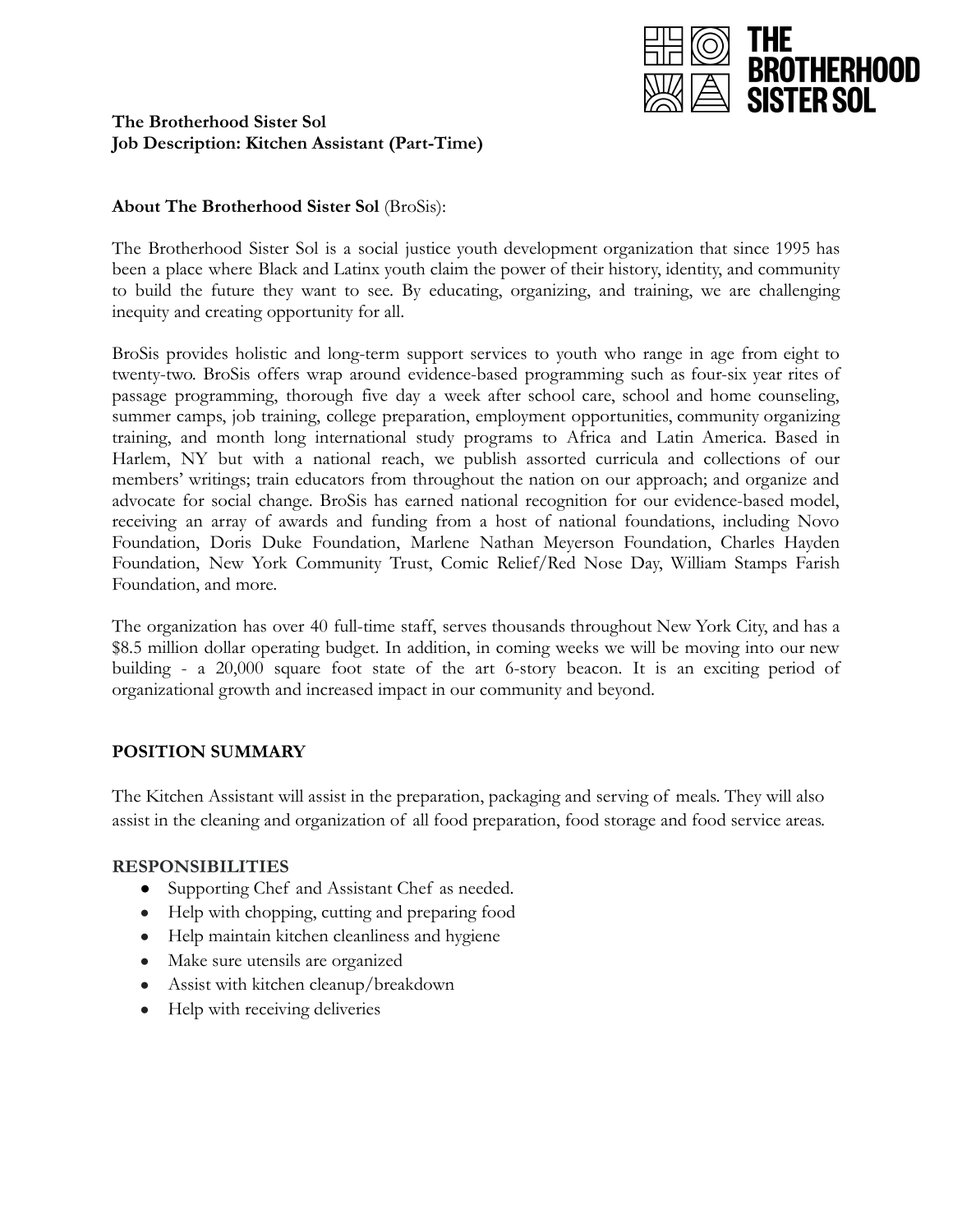**The Brotherhood Sister Sol**
**Job Description: Kitchen Assistant (Part-Time)**

**About The Brotherhood Sister Sol** (BroSis):

The Brotherhood Sister Sol is a social justice youth development organization that since 1995 has been a place where Black and Latinx youth claim the power of their history, identity, and community to build the future they want to see. By educating, organizing, and training, we are challenging inequity and creating opportunity for all.

BroSis provides holistic and long-term support services to youth who range in age from eight to twenty-two. BroSis offers wrap around evidence-based programming such as four-six year rites of passage programming, thorough five day a week after school care, school and home counseling, summer camps, job training, college preparation, employment opportunities, community organizing training, and month long international study programs to Africa and Latin America. Based in Harlem, NY but with a national reach, we publish assorted curricula and collections of our members' writings; train educators from throughout the nation on our approach; and organize and advocate for social change. BroSis has earned national recognition for our evidence-based model, receiving an array of awards and funding from a host of national foundations, including Novo Foundation, Doris Duke Foundation, Marlene Nathan Meyerson Foundation, Charles Hayden Foundation, New York Community Trust, Comic Relief/Red Nose Day, William Stamps Farish Foundation, and more.

The organization has over 40 full-time staff, serves thousands throughout New York City, and has a $8.5 million dollar operating budget. In addition, in coming weeks we will be moving into our new building - a 20,000 square foot state of the art 6-story beacon. It is an exciting period of organizational growth and increased impact in our community and beyond.

## POSITION SUMMARY

The Kitchen Assistant will assist in the preparation, packaging and serving of meals. They will also assist in the cleaning and organization of all food preparation, food storage and food service areas.

### RESPONSIBILITIES

- Supporting Chef and Assistant Chef as needed.
- Help with chopping, cutting and preparing food
- Help maintain kitchen cleanliness and hygiene
- Make sure utensils are organized
- Assist with kitchen cleanup/breakdown
- Help with receiving deliveries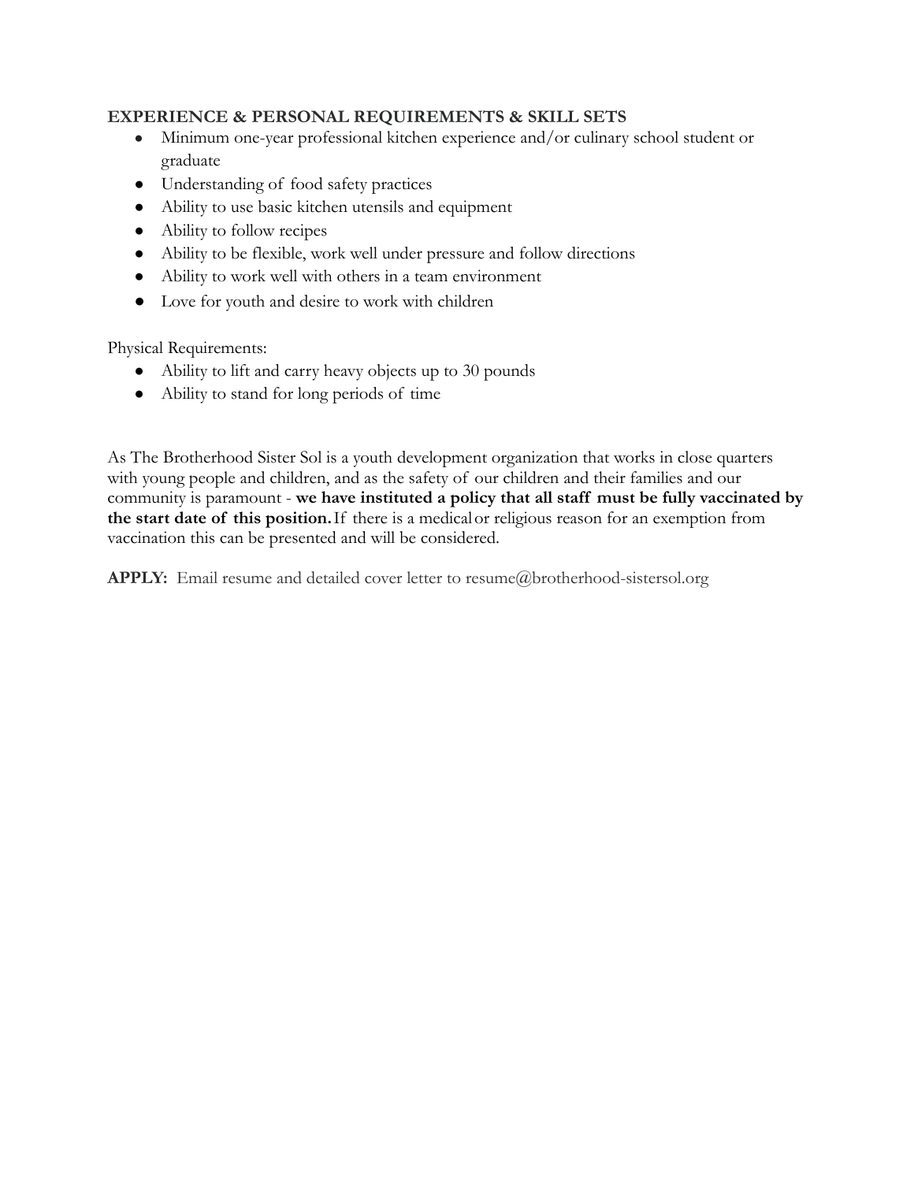**EXPERIENCE & PERSONAL REQUIREMENTS & SKILL SETS**

- Minimum one-year professional kitchen experience and/or culinary school student or graduate
- Understanding of food safety practices
- Ability to use basic kitchen utensils and equipment
- Ability to follow recipes
- Ability to be flexible, work well under pressure and follow directions
- Ability to work well with others in a team environment
- Love for youth and desire to work with children

Physical Requirements:

- Ability to lift and carry heavy objects up to 30 pounds
- Ability to stand for long periods of time

As The Brotherhood Sister Sol is a youth development organization that works in close quarters with young people and children, and as the safety of our children and their families and our community is paramount - **we have instituted a policy that all staff must be fully vaccinated by the start date of this position.** If there is a medical or religious reason for an exemption from vaccination this can be presented and will be considered.

**APPLY:** Email resume and detailed cover letter to resume@brotherhood-sistersol.org